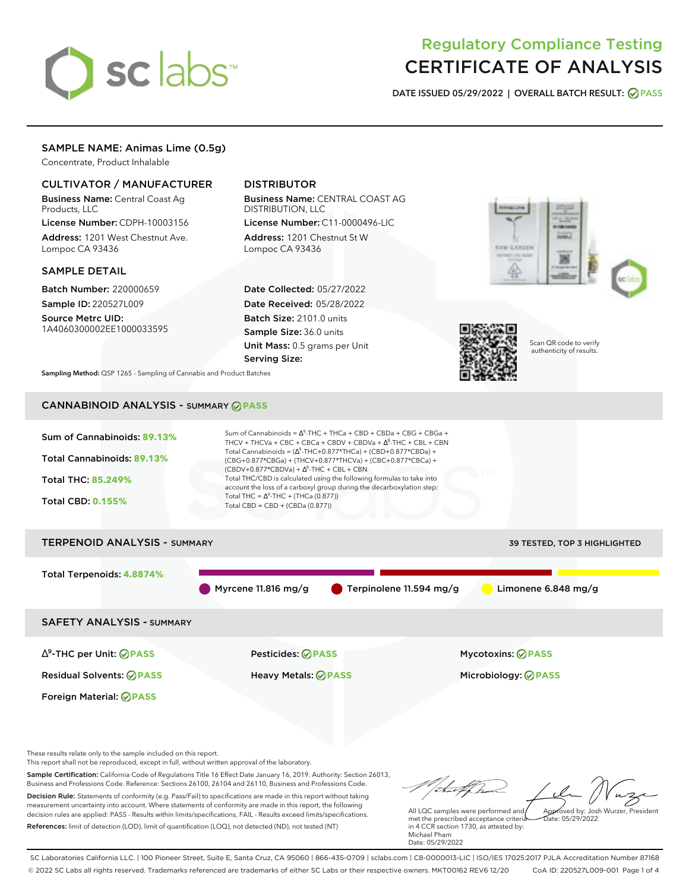# Regulatory Compliance Testing
# CERTIFICATE OF ANALYSIS

**DATE ISSUED 05/29/2022 | OVERALL BATCH RESULT: PASS**

## SAMPLE NAME: Animas Lime (0.5g)

Concentrate, Product Inhalable

### CULTIVATOR / MANUFACTURER

**Business Name:** Central Coast Ag Products, LLC

**License Number:** CDPH-10003156

**Address:** 1201 West Chestnut Ave. Lompoc CA 93436

### DISTRIBUTOR

**Business Name:** CENTRAL COAST AG DISTRIBUTION, LLC

**License Number:** C11-0000496-LIC

**Address:** 1201 Chestnut St W Lompoc CA 93436

### SAMPLE DETAIL

**Batch Number:** 220000659

**Sample ID:** 220527L009

**Source Metrc UID:** 1A4060300002EE1000033595

**Date Collected:** 05/27/2022

**Date Received:** 05/28/2022

**Batch Size:** 2101.0 units

**Sample Size:** 36.0 units

**Unit Mass:** 0.5 grams per Unit

**Serving Size:**

Scan QR code to verify authenticity of results.

**Sampling Method:** QSP 1265 - Sampling of Cannabis and Product Batches

## CANNABINOID ANALYSIS - SUMMARY PASS

**Sum of Cannabinoids:** 89.13%

**Total Cannabinoids:** 89.13%

**Total THC:** 85.249%

**Total CBD:** 0.155%

Sum of Cannabinoids = $\Delta^9$-THC + THCa + CBD + CBDa + CBG + CBGa + THCV + THCVa + CBC + CBCa + CBDV + CBDVa + $\Delta^8$-THC + CBL + CBN

Total Cannabinoids = ($\Delta^9$-THC+0.877*THCa) + (CBD+0.877*CBDa) + (CBG+0.877*CBGa) + (THCV+0.877*THCVa) + (CBC+0.877*CBCa) + (CBDV+0.877*CBDVa) + $\Delta^8$-THC + CBL + CBN

Total THC/CBD is calculated using the following formulas to take into account the loss of a carboxyl group during the decarboxylation step:

Total THC = $\Delta^9$-THC + (THCa (0.877))

Total CBD = CBD + (CBDa (0.877))

## TERPENOID ANALYSIS - SUMMARY

39 TESTED, TOP 3 HIGHLIGHTED

**Total Terpenoids:** 4.8874%

Myrcene 11.816 mg/g | Terpinolene 11.594 mg/g | Limonene 6.848 mg/g

## SAFETY ANALYSIS - SUMMARY

| | | |
|---|---|---|
| $\Delta^9$-THC per Unit: PASS | Pesticides: PASS | Mycotoxins: PASS |
| Residual Solvents: PASS | Heavy Metals: PASS | Microbiology: PASS |
| Foreign Material: PASS | | |

These results relate only to the sample included on this report.
This report shall not be reproduced, except in full, without written approval of the laboratory.

**Sample Certification:** California Code of Regulations Title 16 Effect Date January 16, 2019. Authority: Section 26013, Business and Professions Code. Reference: Sections 26100, 26104 and 26110, Business and Professions Code.

**Decision Rule:** Statements of conformity (e.g. Pass/Fail) to specifications are made in this report without taking measurement uncertainty into account. Where statements of conformity are made in this report, the following decision rules are applied: PASS - Results within limits/specifications, FAIL - Results exceed limits/specifications.

**References:** limit of detection (LOD), limit of quantification (LOQ), not detected (ND), not tested (NT)

All LQC samples were performed and met the prescribed acceptance criteria in 4 CCR section 1730, as attested by: Michael Pham
Date: 05/29/2022

Approved by: Josh Wurzer, President
Date: 05/29/2022

SC Laboratories California LLC. | 100 Pioneer Street, Suite E, Santa Cruz, CA 95060 | 866-435-0709 | sclabs.com | C8-0000013-LIC | ISO/IES 17025:2017 PJLA Accreditation Number 87168
© 2022 SC Labs all rights reserved. Trademarks referenced are trademarks of either SC Labs or their respective owners. MKT00162 REV6 12/20 CoA ID: 220527L009-001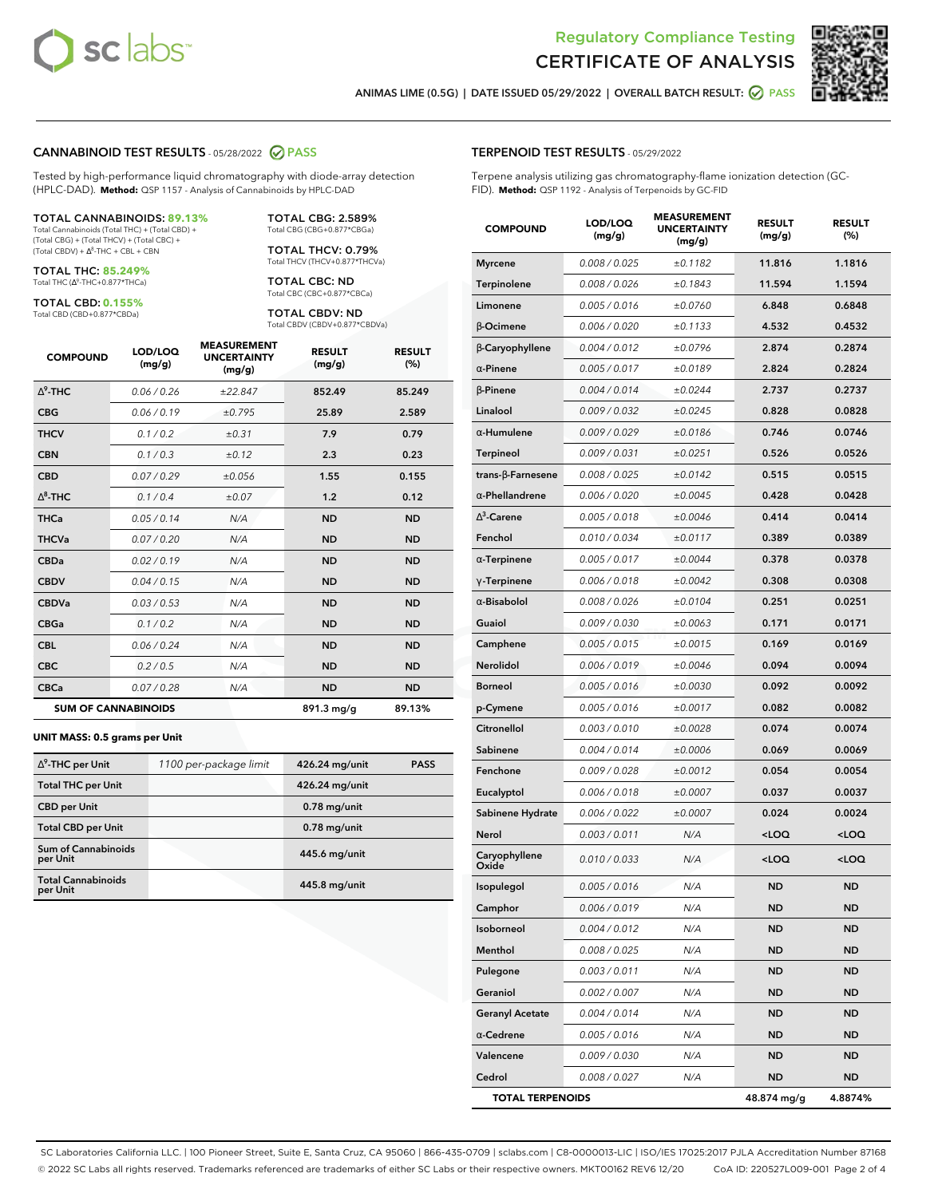Regulatory Compliance Testing
# CERTIFICATE OF ANALYSIS

ANIMAS LIME (0.5G) | DATE ISSUED 05/29/2022 | OVERALL BATCH RESULT: PASS

## CANNABINOID TEST RESULTS - 05/28/2022 PASS

Tested by high-performance liquid chromatography with diode-array detection (HPLC-DAD). **Method:** QSP 1157 - Analysis of Cannabinoids by HPLC-DAD

**TOTAL CANNABINOIDS: 89.13%**
Total Cannabinoids (Total THC) + (Total CBD) + (Total CBG) + (Total THCV) + (Total CBC) + (Total CBDV) + $\Delta^8$-THC + CBL + CBN

**TOTAL THC: 85.249%**
Total THC ($\Delta^9$-THC+0.877*THCa)

**TOTAL CBD: 0.155%**
Total CBD (CBD+0.877*CBDa)

**TOTAL CBG: 2.589%**
Total CBG (CBG+0.877*CBGa)

**TOTAL THCV: 0.79%**
Total THCV (THCV+0.877*THCVa)

**TOTAL CBC: ND**
Total CBC (CBC+0.877*CBCa)

**TOTAL CBDV: ND**
Total CBDV (CBDV+0.877*CBDVa)

| COMPOUND | LOD/LOQ (mg/g) | MEASUREMENT UNCERTAINTY (mg/g) | RESULT (mg/g) | RESULT (%) |
|---|---|---|---|---|
| $\Delta^9$-THC | 0.06 / 0.26 | ±22.847 | 852.49 | 85.249 |
| CBG | 0.06 / 0.19 | ±0.795 | 25.89 | 2.589 |
| THCV | 0.1 / 0.2 | ±0.31 | 7.9 | 0.79 |
| CBN | 0.1 / 0.3 | ±0.12 | 2.3 | 0.23 |
| CBD | 0.07 / 0.29 | ±0.056 | 1.55 | 0.155 |
| $\Delta^8$-THC | 0.1 / 0.4 | ±0.07 | 1.2 | 0.12 |
| THCa | 0.05 / 0.14 | N/A | ND | ND |
| THCVa | 0.07 / 0.20 | N/A | ND | ND |
| CBDa | 0.02 / 0.19 | N/A | ND | ND |
| CBDV | 0.04 / 0.15 | N/A | ND | ND |
| CBDVa | 0.03 / 0.53 | N/A | ND | ND |
| CBGa | 0.1 / 0.2 | N/A | ND | ND |
| CBL | 0.06 / 0.24 | N/A | ND | ND |
| CBC | 0.2 / 0.5 | N/A | ND | ND |
| CBCa | 0.07 / 0.28 | N/A | ND | ND |
| **SUM OF CANNABINOIDS** | | | 891.3 mg/g | 89.13% |

**UNIT MASS: 0.5 grams per Unit**

| | | | |
|---|---|---|---|
| $\Delta^9$-THC per Unit | 1100 per-package limit | 426.24 mg/unit | PASS |
| Total THC per Unit | | 426.24 mg/unit | |
| CBD per Unit | | 0.78 mg/unit | |
| Total CBD per Unit | | 0.78 mg/unit | |
| Sum of Cannabinoids per Unit | | 445.6 mg/unit | |
| Total Cannabinoids per Unit | | 445.8 mg/unit | |

## TERPENOID TEST RESULTS - 05/29/2022

Terpene analysis utilizing gas chromatography-flame ionization detection (GC-FID). **Method:** QSP 1192 - Analysis of Terpenoids by GC-FID

| COMPOUND | LOD/LOQ (mg/g) | MEASUREMENT UNCERTAINTY (mg/g) | RESULT (mg/g) | RESULT (%) |
|---|---|---|---|---|
| Myrcene | 0.008 / 0.025 | ±0.1182 | 11.816 | 1.1816 |
| Terpinolene | 0.008 / 0.026 | ±0.1843 | 11.594 | 1.1594 |
| Limonene | 0.005 / 0.016 | ±0.0760 | 6.848 | 0.6848 |
| β-Ocimene | 0.006 / 0.020 | ±0.1133 | 4.532 | 0.4532 |
| β-Caryophyllene | 0.004 / 0.012 | ±0.0796 | 2.874 | 0.2874 |
| α-Pinene | 0.005 / 0.017 | ±0.0189 | 2.824 | 0.2824 |
| β-Pinene | 0.004 / 0.014 | ±0.0244 | 2.737 | 0.2737 |
| Linalool | 0.009 / 0.032 | ±0.0245 | 0.828 | 0.0828 |
| α-Humulene | 0.009 / 0.029 | ±0.0186 | 0.746 | 0.0746 |
| Terpineol | 0.009 / 0.031 | ±0.0251 | 0.526 | 0.0526 |
| trans-β-Farnesene | 0.008 / 0.025 | ±0.0142 | 0.515 | 0.0515 |
| α-Phellandrene | 0.006 / 0.020 | ±0.0045 | 0.428 | 0.0428 |
| $\Delta^3$-Carene | 0.005 / 0.018 | ±0.0046 | 0.414 | 0.0414 |
| Fenchol | 0.010 / 0.034 | ±0.0117 | 0.389 | 0.0389 |
| α-Terpinene | 0.005 / 0.017 | ±0.0044 | 0.378 | 0.0378 |
| γ-Terpinene | 0.006 / 0.018 | ±0.0042 | 0.308 | 0.0308 |
| α-Bisabolol | 0.008 / 0.026 | ±0.0104 | 0.251 | 0.0251 |
| Guaiol | 0.009 / 0.030 | ±0.0063 | 0.171 | 0.0171 |
| Camphene | 0.005 / 0.015 | ±0.0015 | 0.169 | 0.0169 |
| Nerolidol | 0.006 / 0.019 | ±0.0046 | 0.094 | 0.0094 |
| Borneol | 0.005 / 0.016 | ±0.0030 | 0.092 | 0.0092 |
| p-Cymene | 0.005 / 0.016 | ±0.0017 | 0.082 | 0.0082 |
| Citronellol | 0.003 / 0.010 | ±0.0028 | 0.074 | 0.0074 |
| Sabinene | 0.004 / 0.014 | ±0.0006 | 0.069 | 0.0069 |
| Fenchone | 0.009 / 0.028 | ±0.0012 | 0.054 | 0.0054 |
| Eucalyptol | 0.006 / 0.018 | ±0.0007 | 0.037 | 0.0037 |
| Sabinene Hydrate | 0.006 / 0.022 | ±0.0007 | 0.024 | 0.0024 |
| Nerol | 0.003 / 0.011 | N/A | <LOQ | <LOQ |
| Caryophyllene Oxide | 0.010 / 0.033 | N/A | <LOQ | <LOQ |
| Isopulegol | 0.005 / 0.016 | N/A | ND | ND |
| Camphor | 0.006 / 0.019 | N/A | ND | ND |
| Isoborneol | 0.004 / 0.012 | N/A | ND | ND |
| Menthol | 0.008 / 0.025 | N/A | ND | ND |
| Pulegone | 0.003 / 0.011 | N/A | ND | ND |
| Geraniol | 0.002 / 0.007 | N/A | ND | ND |
| Geranyl Acetate | 0.004 / 0.014 | N/A | ND | ND |
| α-Cedrene | 0.005 / 0.016 | N/A | ND | ND |
| Valencene | 0.009 / 0.030 | N/A | ND | ND |
| Cedrol | 0.008 / 0.027 | N/A | ND | ND |
| **TOTAL TERPENOIDS** | | | 48.874 mg/g | 4.8874% |

SC Laboratories California LLC. | 100 Pioneer Street, Suite E, Santa Cruz, CA 95060 | 866-435-0709 | sclabs.com | C8-0000013-LIC | ISO/IES 17025:2017 PJLA Accreditation Number 87168
© 2022 SC Labs all rights reserved. Trademarks referenced are trademarks of either SC Labs or their respective owners. MKT00162 REV6 12/20 CoA ID: 220527L009-001